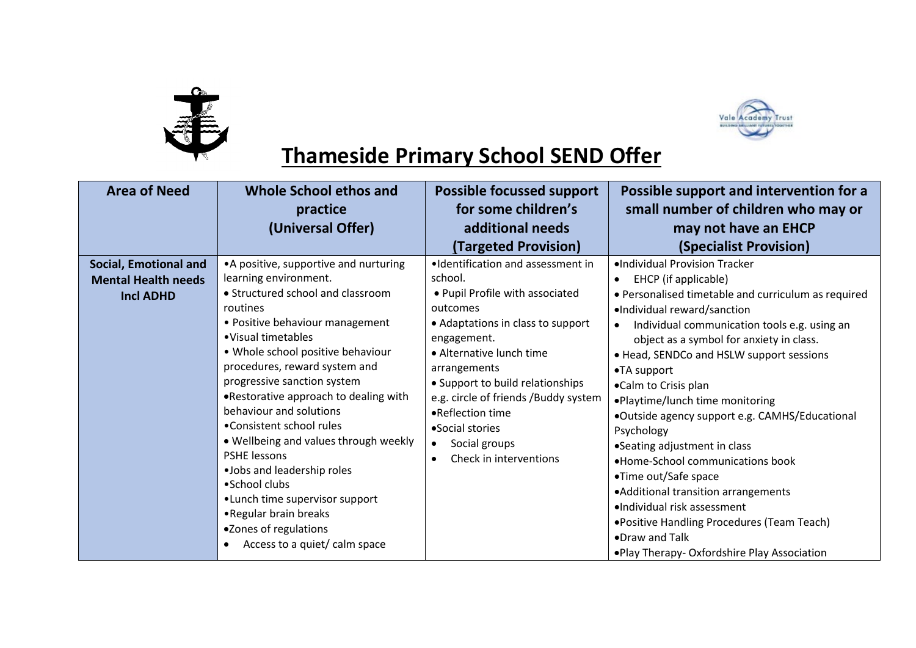# Thameside Primary School SEND Offer

| Area of Need | Whole School ethos and practice (Universal Offer) | Possible focussed support for some children's additional needs (Targeted Provision) | Possible support and intervention for a small number of children who may or may not have an EHCP (Specialist Provision) |
|---|---|---|---|
| **Social, Emotional and Mental Health needs Incl ADHD** | • A positive, supportive and nurturing learning environment.<br>• Structured school and classroom routines<br>• Positive behaviour management<br>• Visual timetables<br>• Whole school positive behaviour procedures, reward system and progressive sanction system<br>• Restorative approach to dealing with behaviour and solutions<br>• Consistent school rules<br>• Wellbeing and values through weekly PSHE lessons<br>• Jobs and leadership roles<br>• School clubs<br>• Lunch time supervisor support<br>• Regular brain breaks<br>• Zones of regulations<br>• Access to a quiet/ calm space | • Identification and assessment in school.<br>• Pupil Profile with associated outcomes<br>• Adaptations in class to support engagement.<br>• Alternative lunch time arrangements<br>• Support to build relationships e.g. circle of friends /Buddy system<br>• Reflection time<br>• Social stories<br>• Social groups<br>• Check in interventions | • Individual Provision Tracker<br>• EHCP (if applicable)<br>• Personalised timetable and curriculum as required<br>• Individual reward/sanction<br>• Individual communication tools e.g. using an object as a symbol for anxiety in class.<br>• Head, SENDCo and HSLW support sessions<br>• TA support<br>• Calm to Crisis plan<br>• Playtime/lunch time monitoring<br>• Outside agency support e.g. CAMHS/Educational Psychology<br>• Seating adjustment in class<br>• Home-School communications book<br>• Time out/Safe space<br>• Additional transition arrangements<br>• Individual risk assessment<br>• Positive Handling Procedures (Team Teach)<br>• Draw and Talk<br>• Play Therapy- Oxfordshire Play Association |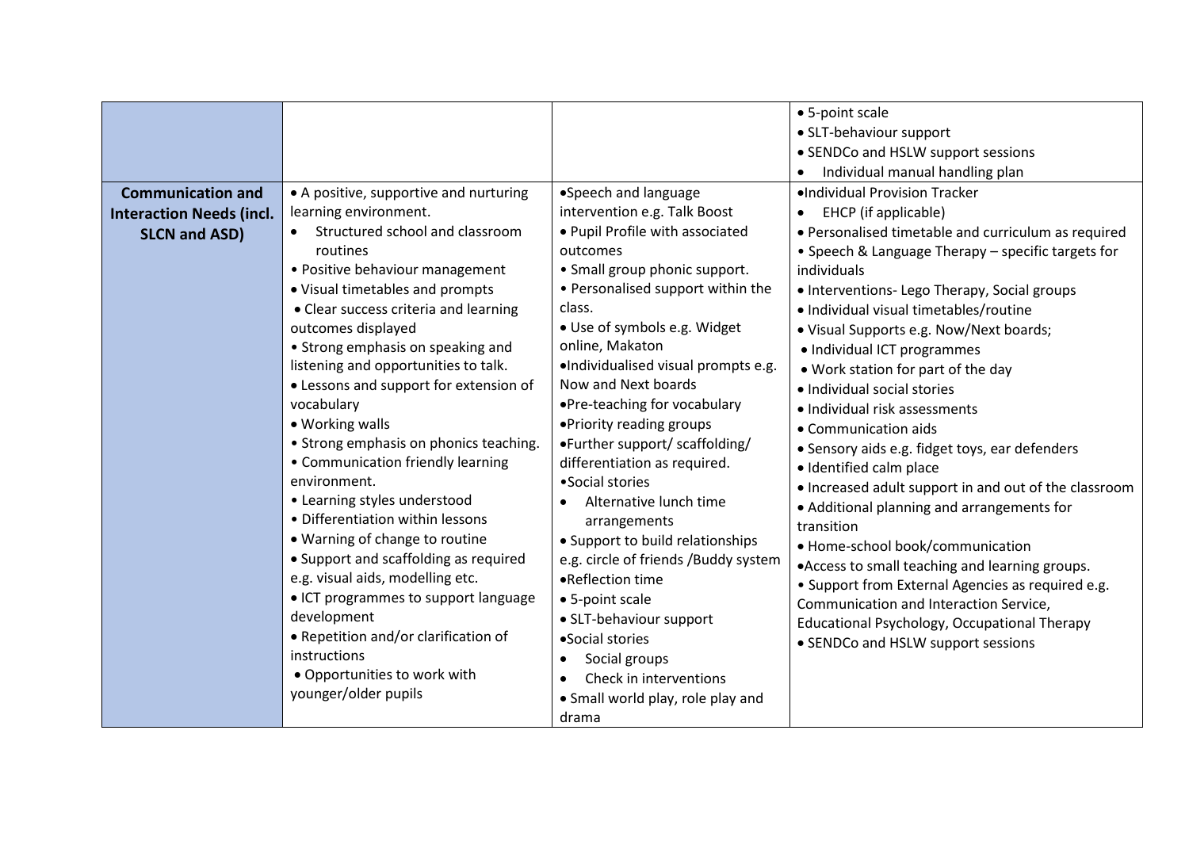| | | | |
|---|---|---|---|
| | | | • 5-point scale<br>• SLT-behaviour support<br>• SENDCo and HSLW support sessions<br>• Individual manual handling plan |
| **Communication and Interaction Needs (incl. SLCN and ASD)** | • A positive, supportive and nurturing learning environment.<br>• Structured school and classroom routines<br>• Positive behaviour management<br>• Visual timetables and prompts<br>• Clear success criteria and learning outcomes displayed<br>• Strong emphasis on speaking and listening and opportunities to talk.<br>• Lessons and support for extension of vocabulary<br>• Working walls<br>• Strong emphasis on phonics teaching.<br>• Communication friendly learning environment.<br>• Learning styles understood<br>• Differentiation within lessons<br>• Warning of change to routine<br>• Support and scaffolding as required e.g. visual aids, modelling etc.<br>• ICT programmes to support language development<br>• Repetition and/or clarification of instructions<br>• Opportunities to work with younger/older pupils | • Speech and language intervention e.g. Talk Boost<br>• Pupil Profile with associated outcomes<br>• Small group phonic support.<br>• Personalised support within the class.<br>• Use of symbols e.g. Widget online, Makaton<br>• Individualised visual prompts e.g. Now and Next boards<br>• Pre-teaching for vocabulary<br>• Priority reading groups<br>• Further support/ scaffolding/ differentiation as required.<br>• Social stories<br>• Alternative lunch time arrangements<br>• Support to build relationships e.g. circle of friends /Buddy system<br>• Reflection time<br>• 5-point scale<br>• SLT-behaviour support<br>• Social stories<br>• Social groups<br>• Check in interventions<br>• Small world play, role play and drama | • Individual Provision Tracker<br>• EHCP (if applicable)<br>• Personalised timetable and curriculum as required<br>• Speech & Language Therapy – specific targets for individuals<br>• Interventions- Lego Therapy, Social groups<br>• Individual visual timetables/routine<br>• Visual Supports e.g. Now/Next boards;<br>• Individual ICT programmes<br>• Work station for part of the day<br>• Individual social stories<br>• Individual risk assessments<br>• Communication aids<br>• Sensory aids e.g. fidget toys, ear defenders<br>• Identified calm place<br>• Increased adult support in and out of the classroom<br>• Additional planning and arrangements for transition<br>• Home-school book/communication<br>• Access to small teaching and learning groups.<br>• Support from External Agencies as required e.g. Communication and Interaction Service, Educational Psychology, Occupational Therapy<br>• SENDCo and HSLW support sessions |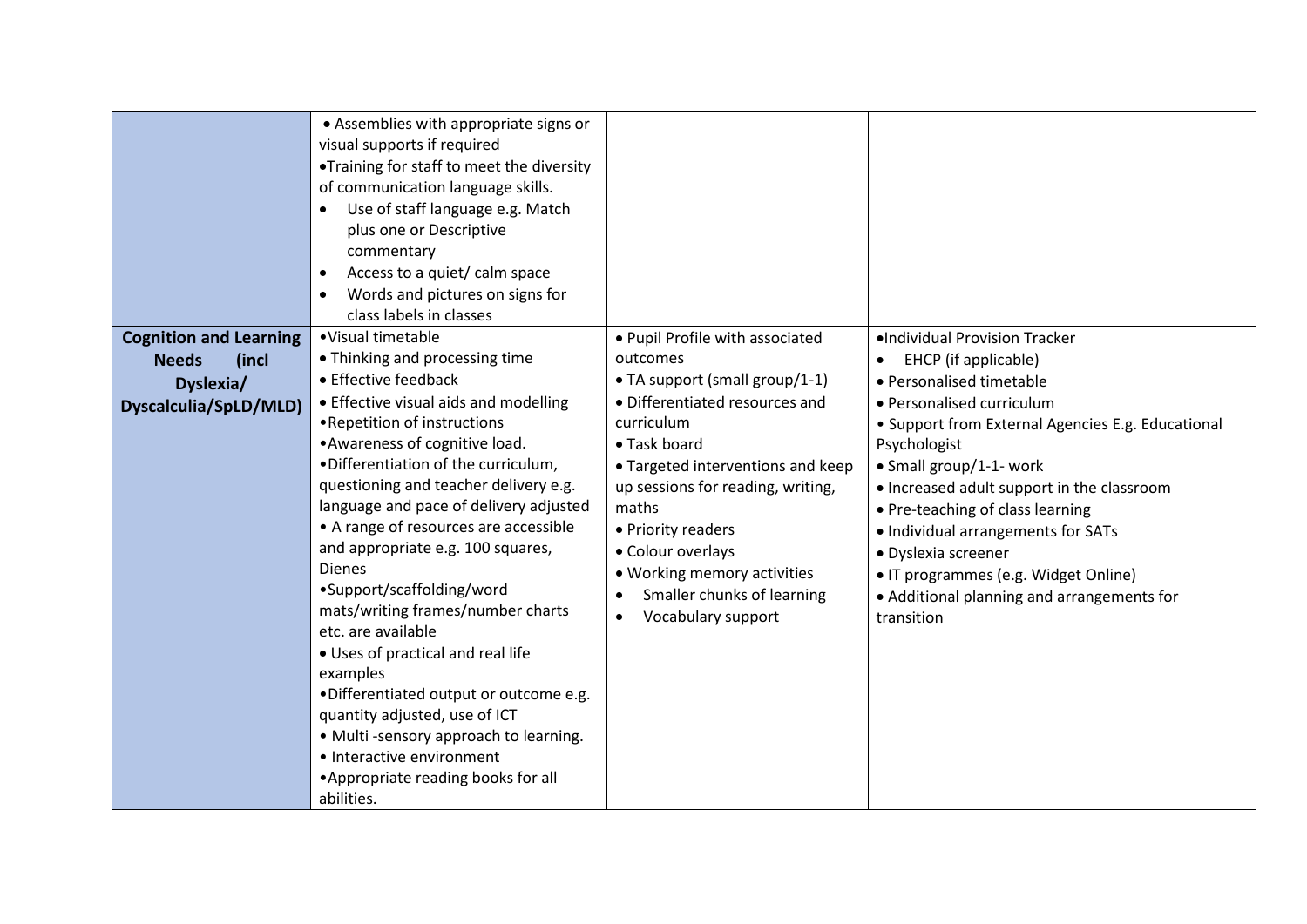| | | | |
|---|---|---|---|
| | • Assemblies with appropriate signs or visual supports if required<br>•Training for staff to meet the diversity of communication language skills.<br>• Use of staff language e.g. Match plus one or Descriptive commentary<br>• Access to a quiet/ calm space<br>• Words and pictures on signs for class labels in classes | | |
| **Cognition and Learning Needs (incl Dyslexia/ Dyscalculia/SpLD/MLD)** | •Visual timetable<br>• Thinking and processing time<br>• Effective feedback<br>• Effective visual aids and modelling<br>•Repetition of instructions<br>•Awareness of cognitive load.<br>•Differentiation of the curriculum, questioning and teacher delivery e.g. language and pace of delivery adjusted<br>• A range of resources are accessible and appropriate e.g. 100 squares, Dienes<br>•Support/scaffolding/word mats/writing frames/number charts etc. are available<br>• Uses of practical and real life examples<br>•Differentiated output or outcome e.g. quantity adjusted, use of ICT<br>• Multi -sensory approach to learning.<br>• Interactive environment<br>•Appropriate reading books for all abilities. | • Pupil Profile with associated outcomes<br>• TA support (small group/1-1)<br>• Differentiated resources and curriculum<br>• Task board<br>• Targeted interventions and keep up sessions for reading, writing, maths<br>• Priority readers<br>• Colour overlays<br>• Working memory activities<br>• Smaller chunks of learning<br>• Vocabulary support | •Individual Provision Tracker<br>• EHCP (if applicable)<br>• Personalised timetable<br>• Personalised curriculum<br>• Support from External Agencies E.g. Educational Psychologist<br>• Small group/1-1- work<br>• Increased adult support in the classroom<br>• Pre-teaching of class learning<br>• Individual arrangements for SATs<br>• Dyslexia screener<br>• IT programmes (e.g. Widget Online)<br>• Additional planning and arrangements for transition |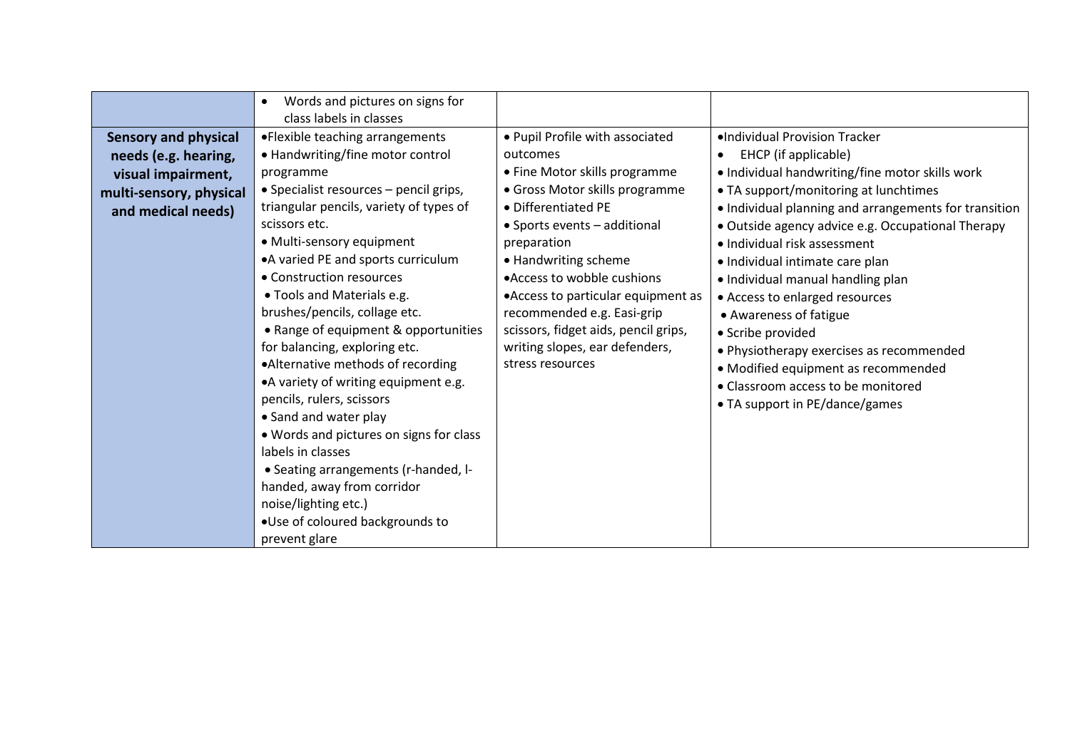| | | | |
|---|---|---|---|
| | • Words and pictures on signs for class labels in classes | | |
| **Sensory and physical needs (e.g. hearing, visual impairment, multi-sensory, physical and medical needs)** | •Flexible teaching arrangements<br>• Handwriting/fine motor control programme<br>• Specialist resources – pencil grips, triangular pencils, variety of types of scissors etc.<br>• Multi-sensory equipment<br>•A varied PE and sports curriculum<br>• Construction resources<br>• Tools and Materials e.g. brushes/pencils, collage etc.<br>• Range of equipment & opportunities for balancing, exploring etc.<br>•Alternative methods of recording<br>•A variety of writing equipment e.g. pencils, rulers, scissors<br>• Sand and water play<br>• Words and pictures on signs for class labels in classes<br>• Seating arrangements (r-handed, l-handed, away from corridor noise/lighting etc.)<br>•Use of coloured backgrounds to prevent glare | • Pupil Profile with associated outcomes<br>• Fine Motor skills programme<br>• Gross Motor skills programme<br>• Differentiated PE<br>• Sports events – additional preparation<br>• Handwriting scheme<br>•Access to wobble cushions<br>•Access to particular equipment as recommended e.g. Easi-grip scissors, fidget aids, pencil grips, writing slopes, ear defenders, stress resources | •Individual Provision Tracker<br>• EHCP (if applicable)<br>• Individual handwriting/fine motor skills work<br>• TA support/monitoring at lunchtimes<br>• Individual planning and arrangements for transition<br>• Outside agency advice e.g. Occupational Therapy<br>• Individual risk assessment<br>• Individual intimate care plan<br>• Individual manual handling plan<br>• Access to enlarged resources<br>• Awareness of fatigue<br>• Scribe provided<br>• Physiotherapy exercises as recommended<br>• Modified equipment as recommended<br>• Classroom access to be monitored<br>• TA support in PE/dance/games |